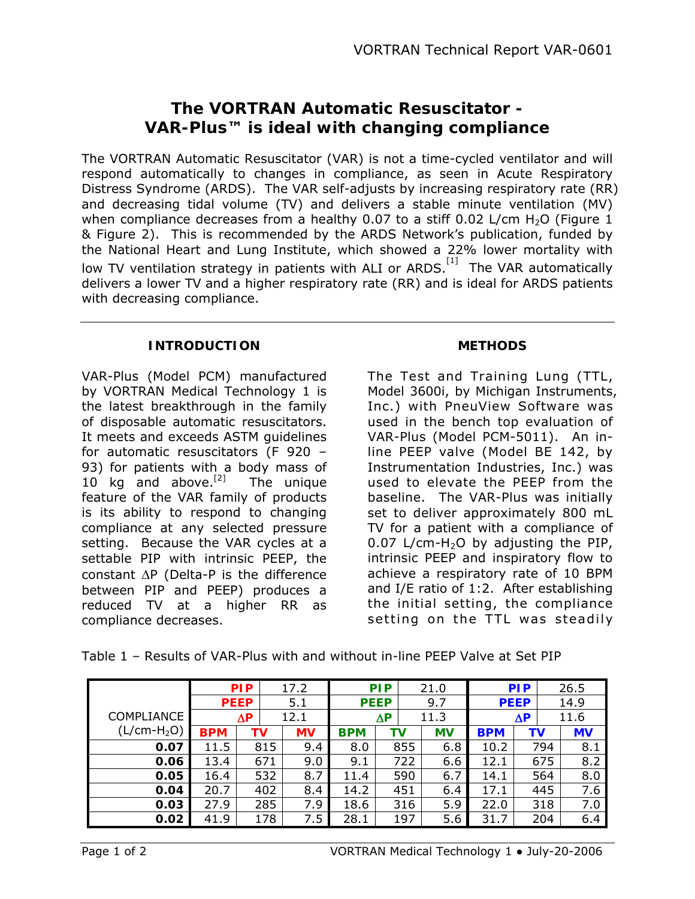# The VORTRAN Automatic Resuscitator - VAR-Plus™ is ideal with changing compliance

The VORTRAN Automatic Resuscitator (VAR) is not a time-cycled ventilator and will respond automatically to changes in compliance, as seen in Acute Respiratory Distress Syndrome (ARDS). The VAR self-adjusts by increasing respiratory rate (RR) and decreasing tidal volume (TV) and delivers a stable minute ventilation (MV) when compliance decreases from a healthy 0.07 to a stiff 0.02 L/cm $H_2O$ (Figure 1 & Figure 2). This is recommended by the ARDS Network's publication, funded by the National Heart and Lung Institute, which showed a 22% lower mortality with low TV ventilation strategy in patients with ALI or ARDS.[1] The VAR automatically delivers a lower TV and a higher respiratory rate (RR) and is ideal for ARDS patients with decreasing compliance.

## INTRODUCTION

VAR-Plus (Model PCM) manufactured by VORTRAN Medical Technology 1 is the latest breakthrough in the family of disposable automatic resuscitators. It meets and exceeds ASTM guidelines for automatic resuscitators (F 920 – 93) for patients with a body mass of 10 kg and above.[2] The unique feature of the VAR family of products is its ability to respond to changing compliance at any selected pressure setting. Because the VAR cycles at a settable PIP with intrinsic PEEP, the constant $\Delta$P (Delta-P is the difference between PIP and PEEP) produces a reduced TV at a higher RR as compliance decreases.

## METHODS

The Test and Training Lung (TTL, Model 3600i, by Michigan Instruments, Inc.) with PneuView Software was used in the bench top evaluation of VAR-Plus (Model PCM-5011). An in-line PEEP valve (Model BE 142, by Instrumentation Industries, Inc.) was used to elevate the PEEP from the baseline. The VAR-Plus was initially set to deliver approximately 800 mL TV for a patient with a compliance of 0.07 L/cm-$H_2O$ by adjusting the PIP, intrinsic PEEP and inspiratory flow to achieve a respiratory rate of 10 BPM and I/E ratio of 1:2. After establishing the initial setting, the compliance setting on the TTL was steadily

Table 1 – Results of VAR-Plus with and without in-line PEEP Valve at Set PIP

| | PIP | 17.2 | | PIP | 21.0 | | PIP | 26.5 | |
|---|---|---|---|---|---|---|---|---|---|
| | PEEP | 5.1 | | PEEP | 9.7 | | PEEP | 14.9 | |
| COMPLIANCE | $\Delta$P | 12.1 | | $\Delta$P | 11.3 | | $\Delta$P | 11.6 | |
| (L/cm-$H_2O$) | BPM | TV | MV | BPM | TV | MV | BPM | TV | MV |
| **0.07** | 11.5 | 815 | 9.4 | 8.0 | 855 | 6.8 | 10.2 | 794 | 8.1 |
| **0.06** | 13.4 | 671 | 9.0 | 9.1 | 722 | 6.6 | 12.1 | 675 | 8.2 |
| **0.05** | 16.4 | 532 | 8.7 | 11.4 | 590 | 6.7 | 14.1 | 564 | 8.0 |
| **0.04** | 20.7 | 402 | 8.4 | 14.2 | 451 | 6.4 | 17.1 | 445 | 7.6 |
| **0.03** | 27.9 | 285 | 7.9 | 18.6 | 316 | 5.9 | 22.0 | 318 | 7.0 |
| **0.02** | 41.9 | 178 | 7.5 | 28.1 | 197 | 5.6 | 31.7 | 204 | 6.4 |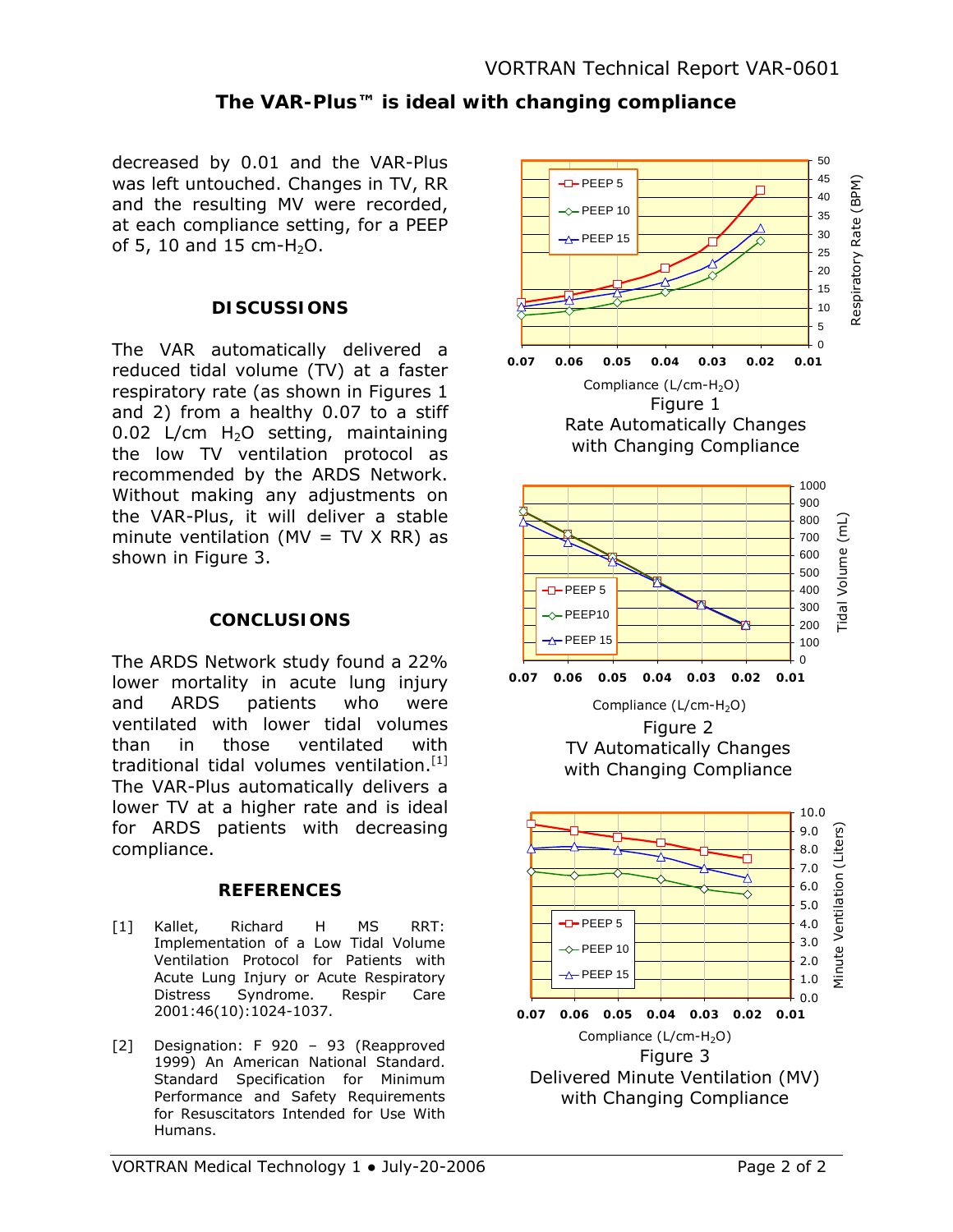decreased by 0.01 and the VAR-Plus was left untouched. Changes in TV, RR and the resulting MV were recorded, at each compliance setting, for a PEEP of 5, 10 and 15 cm-$H_2O$.

### DISCUSSIONS

The VAR automatically delivered a reduced tidal volume (TV) at a faster respiratory rate (as shown in Figures 1 and 2) from a healthy 0.07 to a stiff 0.02 L/cm $H_2O$ setting, maintaining the low TV ventilation protocol as recommended by the ARDS Network. Without making any adjustments on the VAR-Plus, it will deliver a stable minute ventilation (MV = TV X RR) as shown in Figure 3.

### CONCLUSIONS

The ARDS Network study found a 22% lower mortality in acute lung injury and ARDS patients who were ventilated with lower tidal volumes than in those ventilated with traditional tidal volumes ventilation.[1] The VAR-Plus automatically delivers a lower TV at a higher rate and is ideal for ARDS patients with decreasing compliance.

### REFERENCES

[1] Kallet, Richard H MS RRT: Implementation of a Low Tidal Volume Ventilation Protocol for Patients with Acute Lung Injury or Acute Respiratory Distress Syndrome. Respir Care 2001:46(10):1024-1037.

[2] Designation: F 920 – 93 (Reapproved 1999) An American National Standard. Standard Specification for Minimum Performance and Safety Requirements for Resuscitators Intended for Use With Humans.

PEEP 5
PEEP 10
PEEP 15
Respiratory Rate (BPM)
50 45 40 35 30 25 20 15 10 5 0
0.07 0.06 0.05 0.04 0.03 0.02 0.01
Compliance (L/cm-$H_2O$)

Figure 1
Rate Automatically Changes with Changing Compliance

PEEP 5
PEEP10
PEEP 15
Tidal Volume (mL)
1000 900 800 700 600 500 400 300 200 100 0
0.07 0.06 0.05 0.04 0.03 0.02 0.01
Compliance (L/cm-$H_2O$)

Figure 2
TV Automatically Changes with Changing Compliance

PEEP 5
PEEP 10
PEEP 15
Minute Ventilation (Liters)
10.0 9.0 8.0 7.0 6.0 5.0 4.0 3.0 2.0 1.0 0.0
0.07 0.06 0.05 0.04 0.03 0.02 0.01
Compliance (L/cm-$H_2O$)

Figure 3
Delivered Minute Ventilation (MV) with Changing Compliance